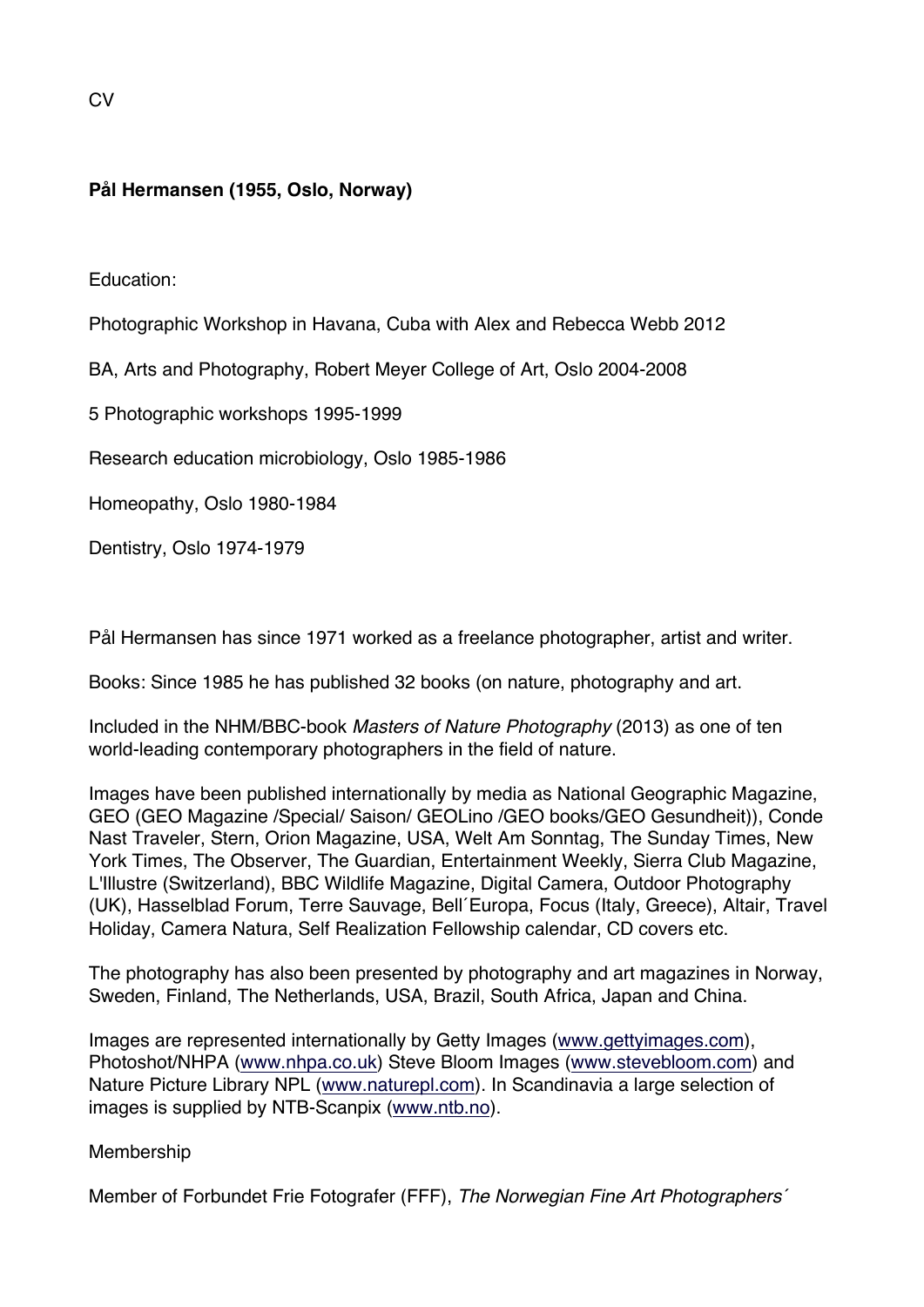CV

**Pål Hermansen (1955, Oslo, Norway)**

Education:

Photographic Workshop in Havana, Cuba with Alex and Rebecca Webb 2012

BA, Arts and Photography, Robert Meyer College of Art, Oslo 2004-2008

5 Photographic workshops 1995-1999

Research education microbiology, Oslo 1985-1986

Homeopathy, Oslo 1980-1984

Dentistry, Oslo 1974-1979

Pål Hermansen has since 1971 worked as a freelance photographer, artist and writer.

Books: Since 1985 he has published 32 books (on nature, photography and art.

Included in the NHM/BBC-book *Masters of Nature Photography* (2013) as one of ten world-leading contemporary photographers in the field of nature.

Images have been published internationally by media as National Geographic Magazine, GEO (GEO Magazine /Special/ Saison/ GEOLino /GEO books/GEO Gesundheit)), Conde Nast Traveler, Stern, Orion Magazine, USA, Welt Am Sonntag, The Sunday Times, New York Times, The Observer, The Guardian, Entertainment Weekly, Sierra Club Magazine, L'Illustre (Switzerland), BBC Wildlife Magazine, Digital Camera, Outdoor Photography (UK), Hasselblad Forum, Terre Sauvage, Bell´Europa, Focus (Italy, Greece), Altair, Travel Holiday, Camera Natura, Self Realization Fellowship calendar, CD covers etc.

The photography has also been presented by photography and art magazines in Norway, Sweden, Finland, The Netherlands, USA, Brazil, South Africa, Japan and China.

Images are represented internationally by Getty Images (www.gettyimages.com), Photoshot/NHPA (www.nhpa.co.uk) Steve Bloom Images (www.stevebloom.com) and Nature Picture Library NPL (www.naturepl.com). In Scandinavia a large selection of images is supplied by NTB-Scanpix (www.ntb.no).

Membership

Member of Forbundet Frie Fotografer (FFF), *The Norwegian Fine Art Photographers´*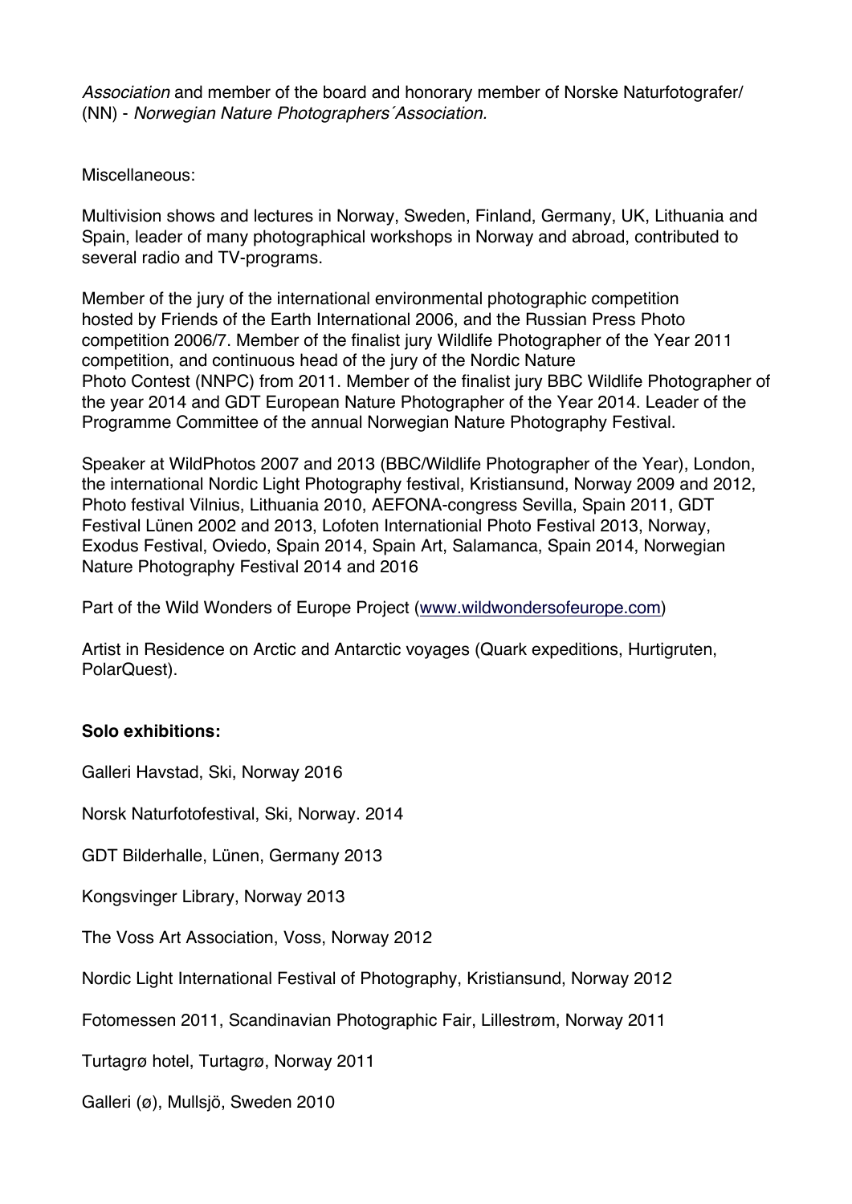*Association* and member of the board and honorary member of Norske Naturfotografer/ (NN) - *Norwegian Nature Photographers´Association.*

Miscellaneous:

Multivision shows and lectures in Norway, Sweden, Finland, Germany, UK, Lithuania and Spain, leader of many photographical workshops in Norway and abroad, contributed to several radio and TV-programs.

Member of the jury of the international environmental photographic competition hosted by Friends of the Earth International 2006, and the Russian Press Photo competition 2006/7. Member of the finalist jury Wildlife Photographer of the Year 2011 competition, and continuous head of the jury of the Nordic Nature Photo Contest (NNPC) from 2011. Member of the finalist jury BBC Wildlife Photographer of the year 2014 and GDT European Nature Photographer of the Year 2014. Leader of the Programme Committee of the annual Norwegian Nature Photography Festival.

Speaker at WildPhotos 2007 and 2013 (BBC/Wildlife Photographer of the Year), London, the international Nordic Light Photography festival, Kristiansund, Norway 2009 and 2012, Photo festival Vilnius, Lithuania 2010, AEFONA-congress Sevilla, Spain 2011, GDT Festival Lünen 2002 and 2013, Lofoten Internationial Photo Festival 2013, Norway, Exodus Festival, Oviedo, Spain 2014, Spain Art, Salamanca, Spain 2014, Norwegian Nature Photography Festival 2014 and 2016

Part of the Wild Wonders of Europe Project (www.wildwondersofeurope.com)

Artist in Residence on Arctic and Antarctic voyages (Quark expeditions, Hurtigruten, PolarQuest).

**Solo exhibitions:**

Galleri Havstad, Ski, Norway 2016

Norsk Naturfotofestival, Ski, Norway. 2014

GDT Bilderhalle, Lünen, Germany 2013

Kongsvinger Library, Norway 2013

The Voss Art Association, Voss, Norway 2012

Nordic Light International Festival of Photography, Kristiansund, Norway 2012

Fotomessen 2011, Scandinavian Photographic Fair, Lillestrøm, Norway 2011

Turtagrø hotel, Turtagrø, Norway 2011

Galleri (ø), Mullsjö, Sweden 2010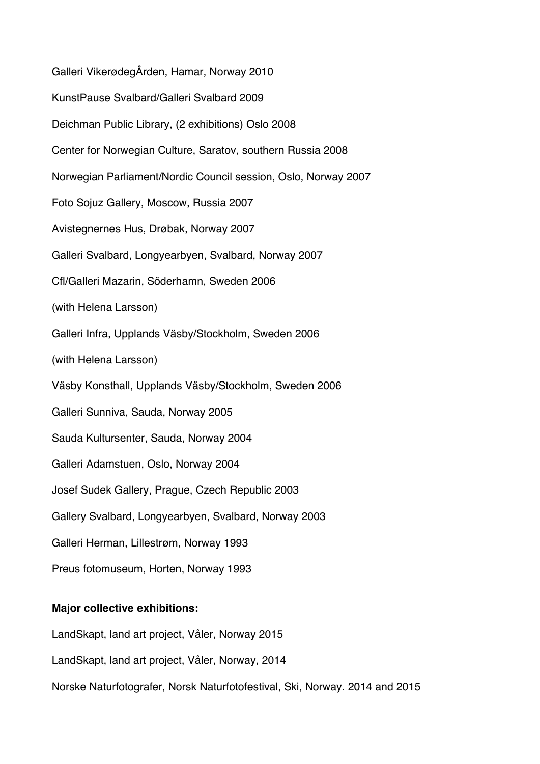Galleri VikerødegÂrden, Hamar, Norway 2010

KunstPause Svalbard/Galleri Svalbard 2009

Deichman Public Library, (2 exhibitions) Oslo 2008

Center for Norwegian Culture, Saratov, southern Russia 2008

Norwegian Parliament/Nordic Council session, Oslo, Norway 2007

Foto Sojuz Gallery, Moscow, Russia 2007

Avistegnernes Hus, Drøbak, Norway 2007

Galleri Svalbard, Longyearbyen, Svalbard, Norway 2007

Cfl/Galleri Mazarin, Söderhamn, Sweden 2006

(with Helena Larsson)

Galleri Infra, Upplands Väsby/Stockholm, Sweden 2006

(with Helena Larsson)

Väsby Konsthall, Upplands Väsby/Stockholm, Sweden 2006

Galleri Sunniva, Sauda, Norway 2005

Sauda Kultursenter, Sauda, Norway 2004

Galleri Adamstuen, Oslo, Norway 2004

Josef Sudek Gallery, Prague, Czech Republic 2003

Gallery Svalbard, Longyearbyen, Svalbard, Norway 2003

Galleri Herman, Lillestrøm, Norway 1993

Preus fotomuseum, Horten, Norway 1993

**Major collective exhibitions:**

LandSkapt, land art project, Våler, Norway 2015

LandSkapt, land art project, Våler, Norway, 2014

Norske Naturfotografer, Norsk Naturfotofestival, Ski, Norway. 2014 and 2015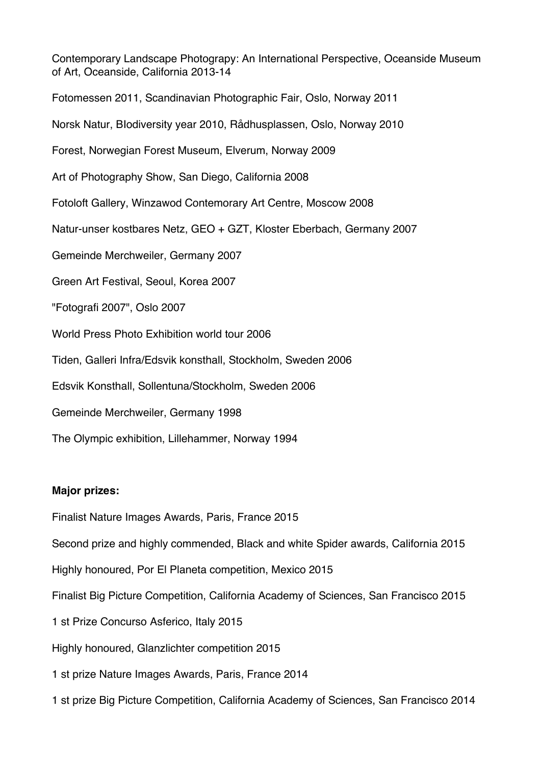Contemporary Landscape Photograpy: An International Perspective, Oceanside Museum of Art, Oceanside, California 2013-14

Fotomessen 2011, Scandinavian Photographic Fair, Oslo, Norway 2011

Norsk Natur, BIodiversity year 2010, Rådhusplassen, Oslo, Norway 2010

Forest, Norwegian Forest Museum, Elverum, Norway 2009

Art of Photography Show, San Diego, California 2008

Fotoloft Gallery, Winzawod Contemorary Art Centre, Moscow 2008

Natur-unser kostbares Netz, GEO + GZT, Kloster Eberbach, Germany 2007

Gemeinde Merchweiler, Germany 2007

Green Art Festival, Seoul, Korea 2007

"Fotografi 2007", Oslo 2007

World Press Photo Exhibition world tour 2006

Tiden, Galleri Infra/Edsvik konsthall, Stockholm, Sweden 2006

Edsvik Konsthall, Sollentuna/Stockholm, Sweden 2006

Gemeinde Merchweiler, Germany 1998

The Olympic exhibition, Lillehammer, Norway 1994

**Major prizes:**

Finalist Nature Images Awards, Paris, France 2015

Second prize and highly commended, Black and white Spider awards, California 2015

Highly honoured, Por El Planeta competition, Mexico 2015

Finalist Big Picture Competition, California Academy of Sciences, San Francisco 2015

1 st Prize Concurso Asferico, Italy 2015

Highly honoured, Glanzlichter competition 2015

1 st prize Nature Images Awards, Paris, France 2014

1 st prize Big Picture Competition, California Academy of Sciences, San Francisco 2014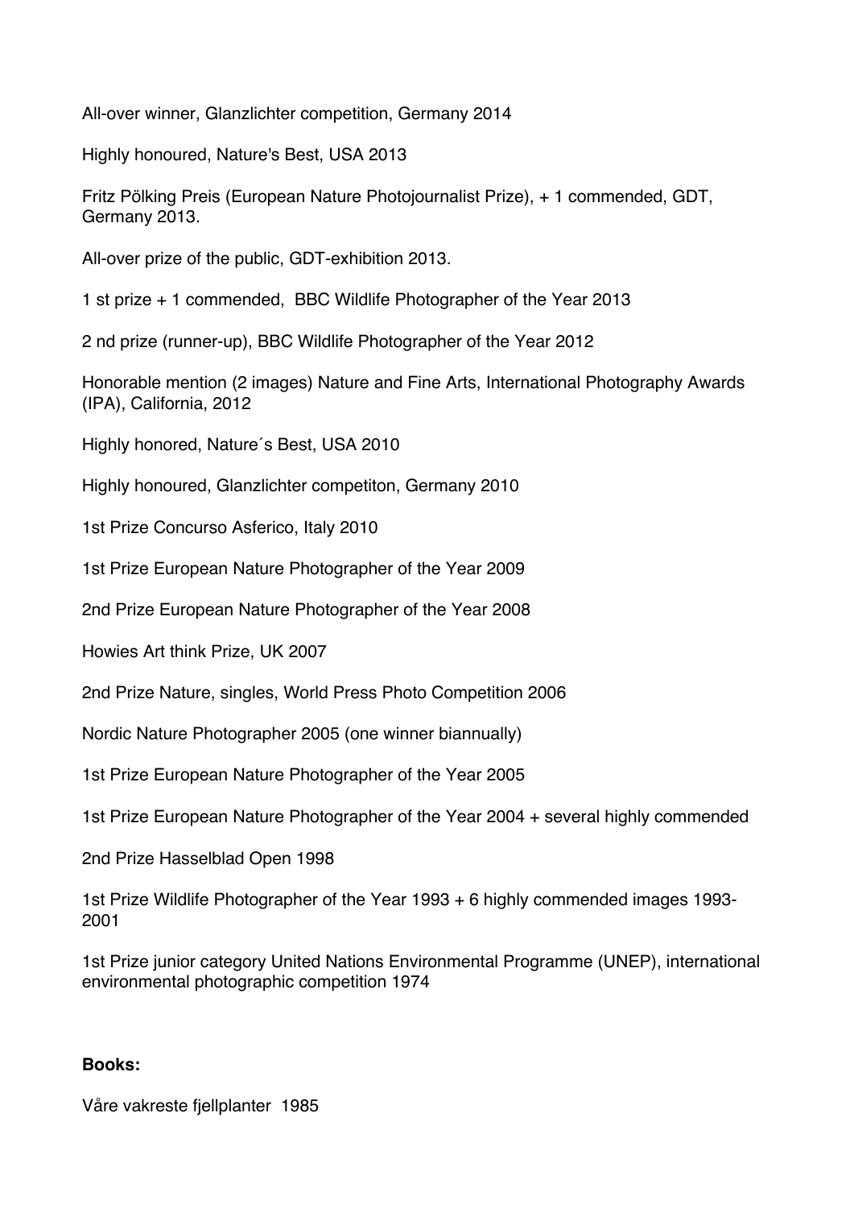All-over winner, Glanzlichter competition, Germany 2014

Highly honoured, Nature's Best, USA 2013

Fritz Pölking Preis (European Nature Photojournalist Prize), + 1 commended, GDT, Germany 2013.

All-over prize of the public, GDT-exhibition 2013.

1 st prize + 1 commended, BBC Wildlife Photographer of the Year 2013

2 nd prize (runner-up), BBC Wildlife Photographer of the Year 2012

Honorable mention (2 images) Nature and Fine Arts, International Photography Awards (IPA), California, 2012

Highly honored, Nature´s Best, USA 2010

Highly honoured, Glanzlichter competiton, Germany 2010

1st Prize Concurso Asferico, Italy 2010

1st Prize European Nature Photographer of the Year 2009

2nd Prize European Nature Photographer of the Year 2008

Howies Art think Prize, UK 2007

2nd Prize Nature, singles, World Press Photo Competition 2006

Nordic Nature Photographer 2005 (one winner biannually)

1st Prize European Nature Photographer of the Year 2005

1st Prize European Nature Photographer of the Year 2004 + several highly commended

2nd Prize Hasselblad Open 1998

1st Prize Wildlife Photographer of the Year 1993 + 6 highly commended images 1993-2001

1st Prize junior category United Nations Environmental Programme (UNEP), international environmental photographic competition 1974

**Books:**

Våre vakreste fjellplanter 1985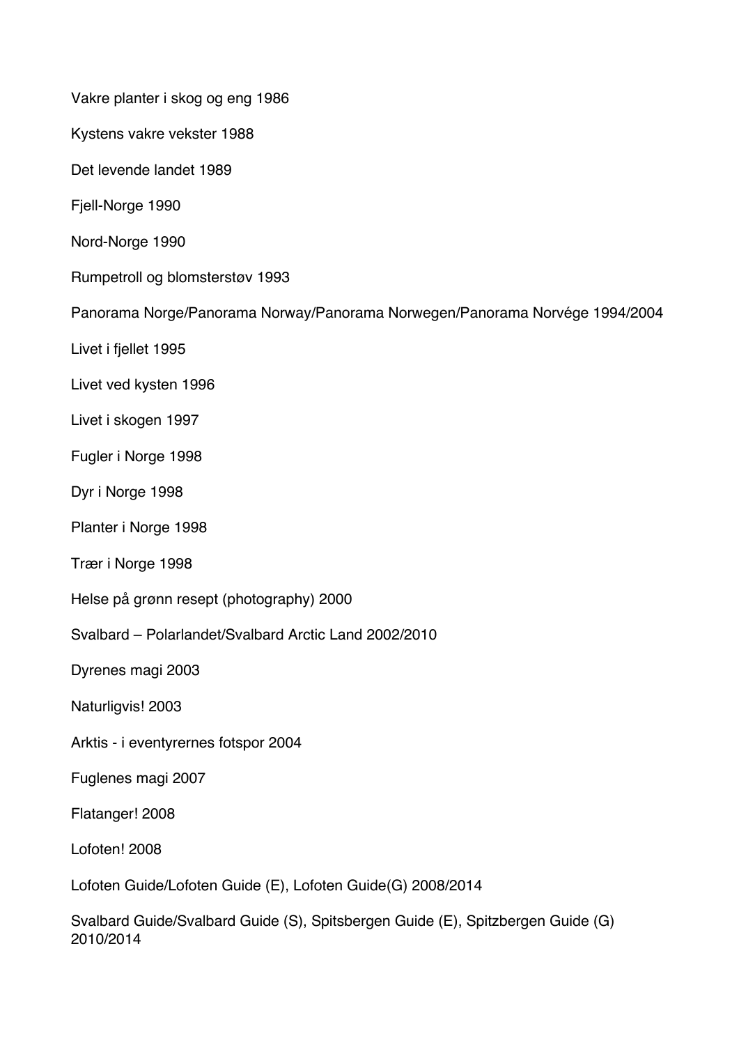Vakre planter i skog og eng 1986

Kystens vakre vekster 1988

Det levende landet 1989

Fjell-Norge 1990

Nord-Norge 1990

Rumpetroll og blomsterstøv 1993

Panorama Norge/Panorama Norway/Panorama Norwegen/Panorama Norvége 1994/2004

Livet i fjellet 1995

Livet ved kysten 1996

Livet i skogen 1997

Fugler i Norge 1998

Dyr i Norge 1998

Planter i Norge 1998

Trær i Norge 1998

Helse på grønn resept (photography) 2000

Svalbard – Polarlandet/Svalbard Arctic Land 2002/2010

Dyrenes magi 2003

Naturligvis! 2003

Arktis - i eventyrernes fotspor 2004

Fuglenes magi 2007

Flatanger! 2008

Lofoten! 2008

Lofoten Guide/Lofoten Guide (E), Lofoten Guide(G) 2008/2014

Svalbard Guide/Svalbard Guide (S), Spitsbergen Guide (E), Spitzbergen Guide (G) 2010/2014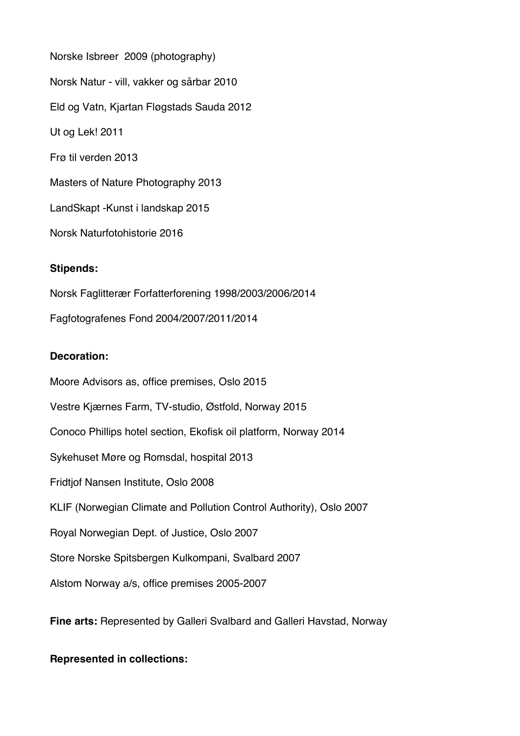Norske Isbreer  2009 (photography)

Norsk Natur - vill, vakker og sårbar 2010

Eld og Vatn, Kjartan Fløgstads Sauda 2012

Ut og Lek! 2011

Frø til verden 2013

Masters of Nature Photography 2013

LandSkapt -Kunst i landskap 2015

Norsk Naturfotohistorie 2016

**Stipends:**

Norsk Faglitterær Forfatterforening 1998/2003/2006/2014

Fagfotografenes Fond 2004/2007/2011/2014

**Decoration:**

Moore Advisors as, office premises, Oslo 2015

Vestre Kjærnes Farm, TV-studio, Østfold, Norway 2015

Conoco Phillips hotel section, Ekofisk oil platform, Norway 2014

Sykehuset Møre og Romsdal, hospital 2013

Fridtjof Nansen Institute, Oslo 2008

KLIF (Norwegian Climate and Pollution Control Authority), Oslo 2007

Royal Norwegian Dept. of Justice, Oslo 2007

Store Norske Spitsbergen Kulkompani, Svalbard 2007

Alstom Norway a/s, office premises 2005-2007

**Fine arts:** Represented by Galleri Svalbard and Galleri Havstad, Norway

**Represented in collections:**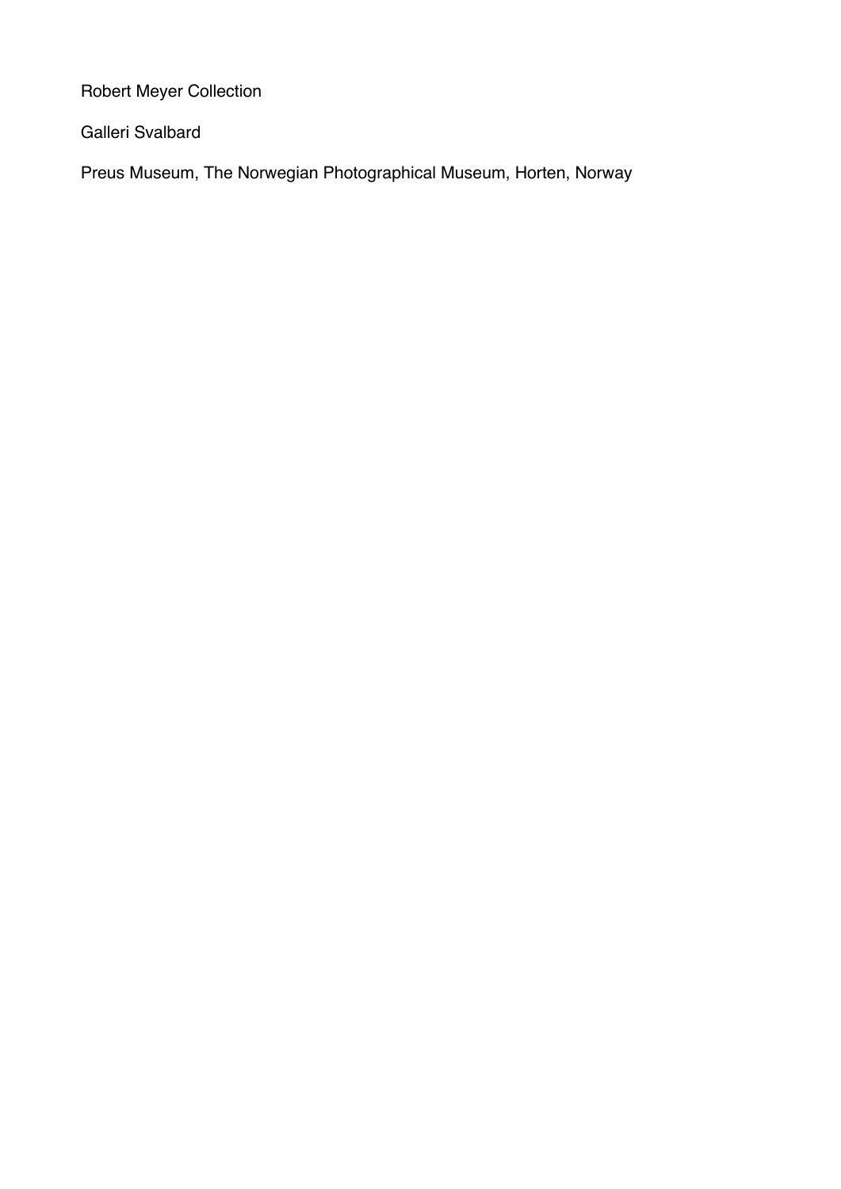Robert Meyer Collection

Galleri Svalbard

Preus Museum, The Norwegian Photographical Museum, Horten, Norway